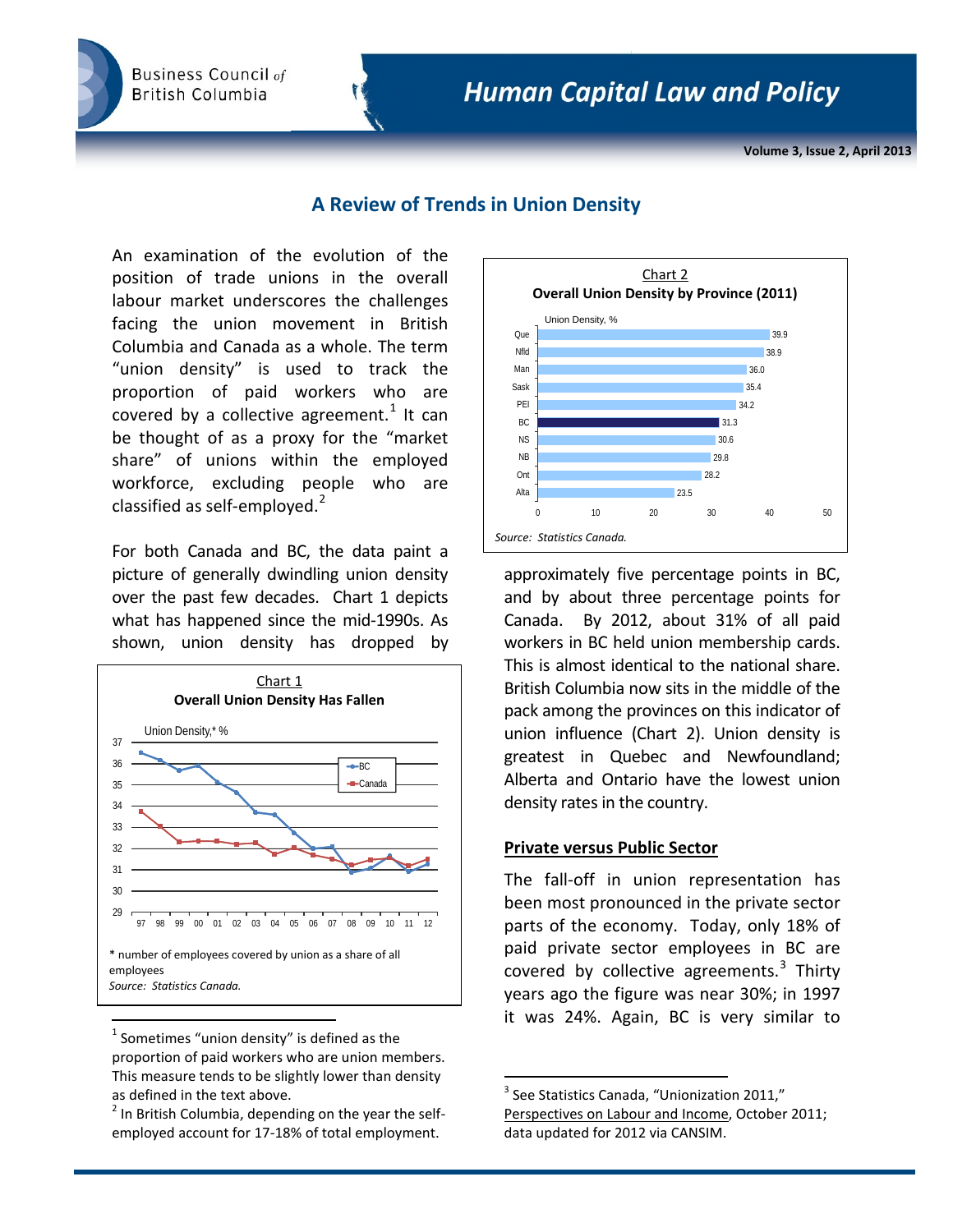# A Review of Trends in Union Density

An examination of the evolution of the position of trade unions in the overall labour market underscores the challenges facing the union movement in British Columbia and Canada as a whole. The term "union density" is used to track the proportion of paid workers who are covered by a collective agreement.[1] It can be thought of as a proxy for the "market share" of unions within the employed workforce, excluding people who are classified as self-employed.[2]

For both Canada and BC, the data paint a picture of generally dwindling union density over the past few decades. Chart 1 depicts what has happened since the mid-1990s. As shown, union density has dropped by approximately five percentage points in BC, and by about three percentage points for Canada. By 2012, about 31% of all paid workers in BC held union membership cards. This is almost identical to the national share. British Columbia now sits in the middle of the pack among the provinces on this indicator of union influence (Chart 2). Union density is greatest in Quebec and Newfoundland; Alberta and Ontario have the lowest union density rates in the country.

**Chart 1**
**Overall Union Density Has Fallen**

Union Density,* %

(Line chart, 1997–2012, BC and Canada; y-axis 29–37)

\* number of employees covered by union as a share of all employees

*Source: Statistics Canada.*

**Chart 2**
**Overall Union Density by Province (2011)**

| Province | Union Density, % |
|---|---|
| Que | 39.9 |
| Nfld | 38.9 |
| Man | 36.0 |
| Sask | 35.4 |
| PEI | 34.2 |
| BC | 31.3 |
| NS | 30.6 |
| NB | 29.8 |
| Ont | 28.2 |
| Alta | 23.5 |

*Source: Statistics Canada.*

## Private versus Public Sector

The fall-off in union representation has been most pronounced in the private sector parts of the economy. Today, only 18% of paid private sector employees in BC are covered by collective agreements.[3] Thirty years ago the figure was near 30%; in 1997 it was 24%. Again, BC is very similar to

---

[1] Sometimes "union density" is defined as the proportion of paid workers who are union members. This measure tends to be slightly lower than density as defined in the text above.

[2] In British Columbia, depending on the year the self-employed account for 17-18% of total employment.

[3] See Statistics Canada, "Unionization 2011," Perspectives on Labour and Income, October 2011; data updated for 2012 via CANSIM.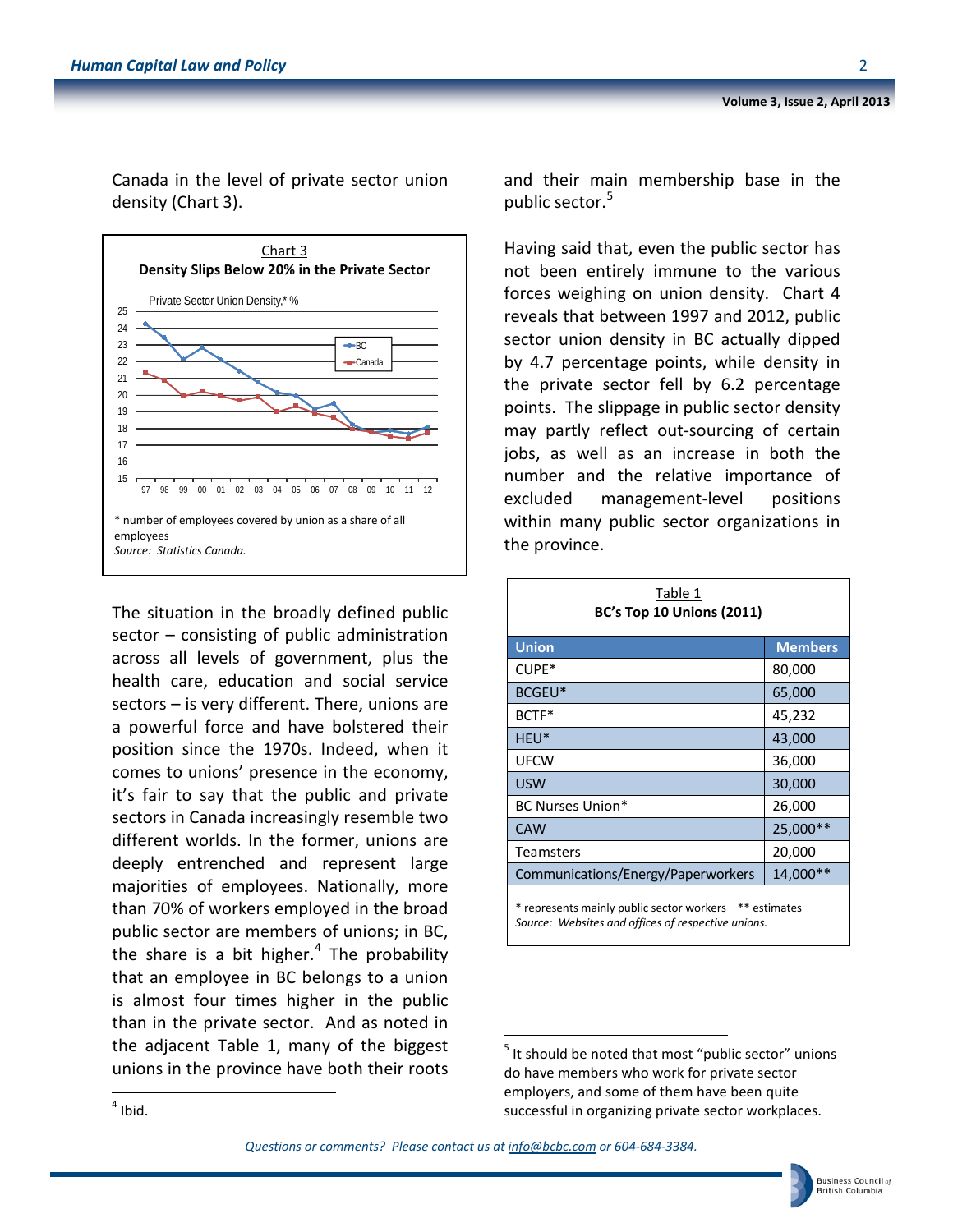Canada in the level of private sector union density (Chart 3).

Chart 3

**Density Slips Below 20% in the Private Sector**

Private Sector Union Density,* %

* number of employees covered by union as a share of all employees

*Source: Statistics Canada.*

The situation in the broadly defined public sector – consisting of public administration across all levels of government, plus the health care, education and social service sectors – is very different. There, unions are a powerful force and have bolstered their position since the 1970s. Indeed, when it comes to unions' presence in the economy, it's fair to say that the public and private sectors in Canada increasingly resemble two different worlds. In the former, unions are deeply entrenched and represent large majorities of employees. Nationally, more than 70% of workers employed in the broad public sector are members of unions; in BC, the share is a bit higher.[4] The probability that an employee in BC belongs to a union is almost four times higher in the public than in the private sector. And as noted in the adjacent Table 1, many of the biggest unions in the province have both their roots and their main membership base in the public sector.[5]

Having said that, even the public sector has not been entirely immune to the various forces weighing on union density. Chart 4 reveals that between 1997 and 2012, public sector union density in BC actually dipped by 4.7 percentage points, while density in the private sector fell by 6.2 percentage points. The slippage in public sector density may partly reflect out-sourcing of certain jobs, as well as an increase in both the number and the relative importance of excluded management-level positions within many public sector organizations in the province.

Table 1

**BC's Top 10 Unions (2011)**

| Union | Members |
|---|---|
| CUPE* | 80,000 |
| BCGEU* | 65,000 |
| BCTF* | 45,232 |
| HEU* | 43,000 |
| UFCW | 36,000 |
| USW | 30,000 |
| BC Nurses Union* | 26,000 |
| CAW | 25,000** |
| Teamsters | 20,000 |
| Communications/Energy/Paperworkers | 14,000** |

* represents mainly public sector workers    ** estimates

*Source: Websites and offices of respective unions.*

---

[4] Ibid.

[5] It should be noted that most "public sector" unions do have members who work for private sector employers, and some of them have been quite successful in organizing private sector workplaces.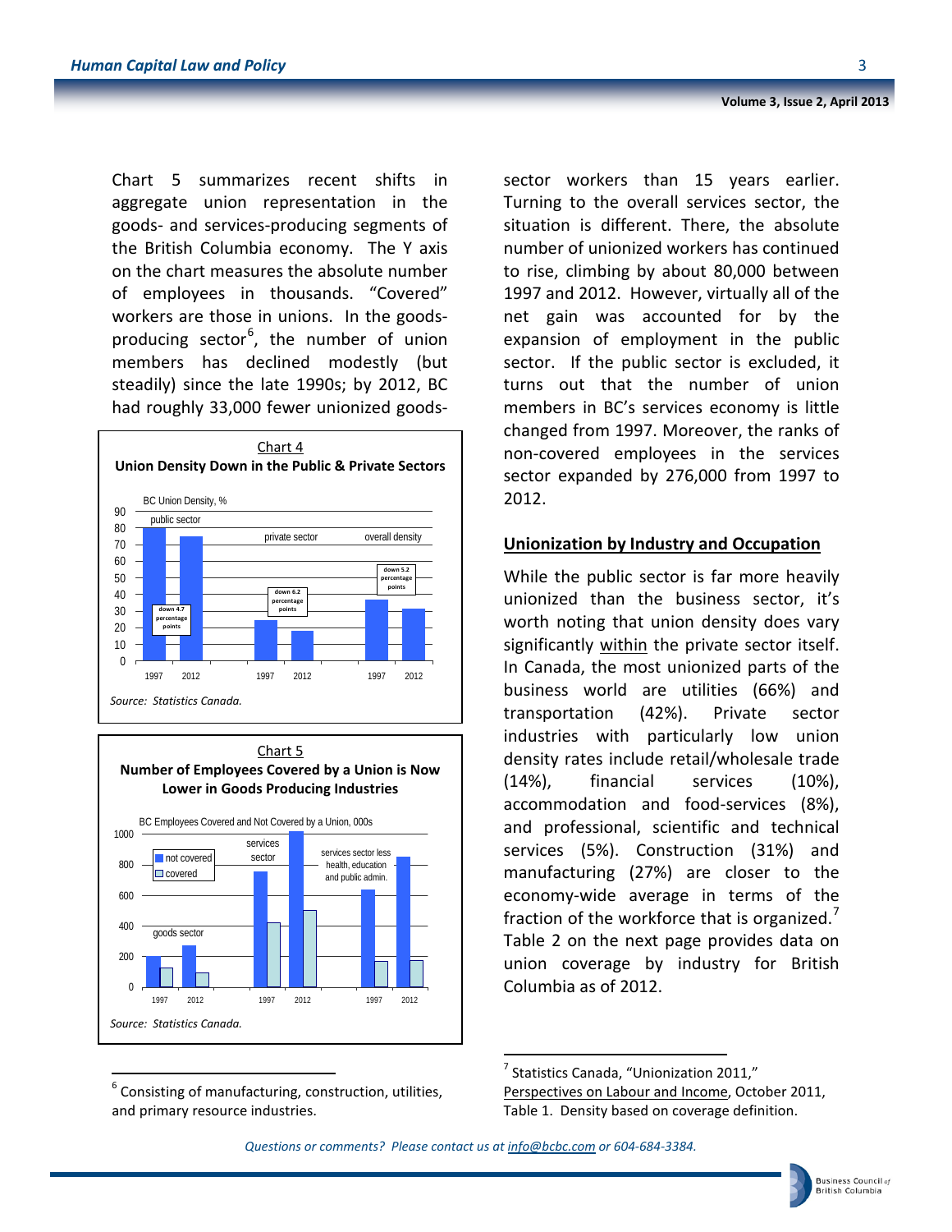Chart 5 summarizes recent shifts in aggregate union representation in the goods- and services-producing segments of the British Columbia economy. The Y axis on the chart measures the absolute number of employees in thousands. "Covered" workers are those in unions. In the goods-producing sector[6], the number of union members has declined modestly (but steadily) since the late 1990s; by 2012, BC had roughly 33,000 fewer unionized goods-sector workers than 15 years earlier. Turning to the overall services sector, the situation is different. There, the absolute number of unionized workers has continued to rise, climbing by about 80,000 between 1997 and 2012. However, virtually all of the net gain was accounted for by the expansion of employment in the public sector. If the public sector is excluded, it turns out that the number of union members in BC's services economy is little changed from 1997. Moreover, the ranks of non-covered employees in the services sector expanded by 276,000 from 1997 to 2012.

Chart 4
**Union Density Down in the Public & Private Sectors**

BC Union Density, %

| | public sector 1997 | public sector 2012 | private sector 1997 | private sector 2012 | overall density 1997 | overall density 2012 |
|---|---|---|---|---|---|---|
| Change | down 4.7 percentage points | | down 6.2 percentage points | | down 5.2 percentage points | |

*Source: Statistics Canada.*

Chart 5
**Number of Employees Covered by a Union is Now Lower in Goods Producing Industries**

BC Employees Covered and Not Covered by a Union, 000s

Series: not covered; covered. Groups: goods sector (1997, 2012); services sector (1997, 2012); services sector less health, education and public admin. (1997, 2012)

*Source: Statistics Canada.*

## Unionization by Industry and Occupation

While the public sector is far more heavily unionized than the business sector, it's worth noting that union density does vary significantly within the private sector itself. In Canada, the most unionized parts of the business world are utilities (66%) and transportation (42%). Private sector industries with particularly low union density rates include retail/wholesale trade (14%), financial services (10%), accommodation and food-services (8%), and professional, scientific and technical services (5%). Construction (31%) and manufacturing (27%) are closer to the economy-wide average in terms of the fraction of the workforce that is organized.[7] Table 2 on the next page provides data on union coverage by industry for British Columbia as of 2012.

---

[6] Consisting of manufacturing, construction, utilities, and primary resource industries.

[7] Statistics Canada, "Unionization 2011," Perspectives on Labour and Income, October 2011, Table 1. Density based on coverage definition.

*Questions or comments? Please contact us at info@bcbc.com or 604-684-3384.*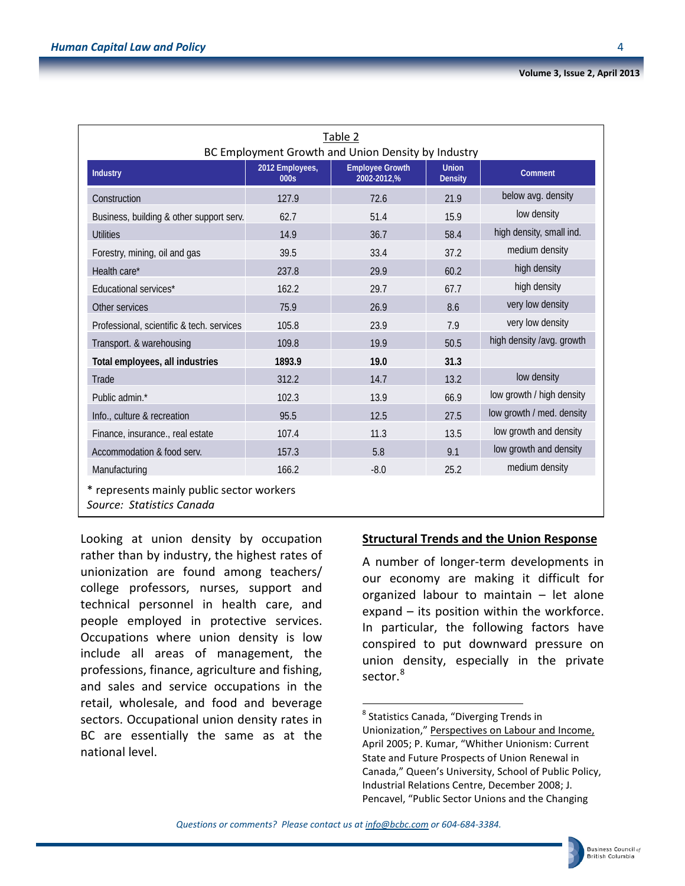Table 2

BC Employment Growth and Union Density by Industry

| Industry | 2012 Employees, 000s | Employee Growth 2002-2012,% | Union Density | Comment |
|---|---|---|---|---|
| Construction | 127.9 | 72.6 | 21.9 | below avg. density |
| Business, building & other support serv. | 62.7 | 51.4 | 15.9 | low density |
| Utilities | 14.9 | 36.7 | 58.4 | high density, small ind. |
| Forestry, mining, oil and gas | 39.5 | 33.4 | 37.2 | medium density |
| Health care* | 237.8 | 29.9 | 60.2 | high density |
| Educational services* | 162.2 | 29.7 | 67.7 | high density |
| Other services | 75.9 | 26.9 | 8.6 | very low density |
| Professional, scientific & tech. services | 105.8 | 23.9 | 7.9 | very low density |
| Transport. & warehousing | 109.8 | 19.9 | 50.5 | high density /avg. growth |
| **Total employees, all industries** | **1893.9** | **19.0** | **31.3** | |
| Trade | 312.2 | 14.7 | 13.2 | low density |
| Public admin.* | 102.3 | 13.9 | 66.9 | low growth / high density |
| Info., culture & recreation | 95.5 | 12.5 | 27.5 | low growth / med. density |
| Finance, insurance., real estate | 107.4 | 11.3 | 13.5 | low growth and density |
| Accommodation & food serv. | 157.3 | 5.8 | 9.1 | low growth and density |
| Manufacturing | 166.2 | -8.0 | 25.2 | medium density |

* represents mainly public sector workers

*Source: Statistics Canada*

Looking at union density by occupation rather than by industry, the highest rates of unionization are found among teachers/ college professors, nurses, support and technical personnel in health care, and people employed in protective services. Occupations where union density is low include all areas of management, the professions, finance, agriculture and fishing, and sales and service occupations in the retail, wholesale, and food and beverage sectors. Occupational union density rates in BC are essentially the same as at the national level.

## Structural Trends and the Union Response

A number of longer-term developments in our economy are making it difficult for organized labour to maintain – let alone expand – its position within the workforce. In particular, the following factors have conspired to put downward pressure on union density, especially in the private sector.[8]

[8] Statistics Canada, "Diverging Trends in Unionization," Perspectives on Labour and Income, April 2005; P. Kumar, "Whither Unionism: Current State and Future Prospects of Union Renewal in Canada," Queen's University, School of Public Policy, Industrial Relations Centre, December 2008; J. Pencavel, "Public Sector Unions and the Changing

Questions or comments? Please contact us at info@bcbc.com or 604-684-3384.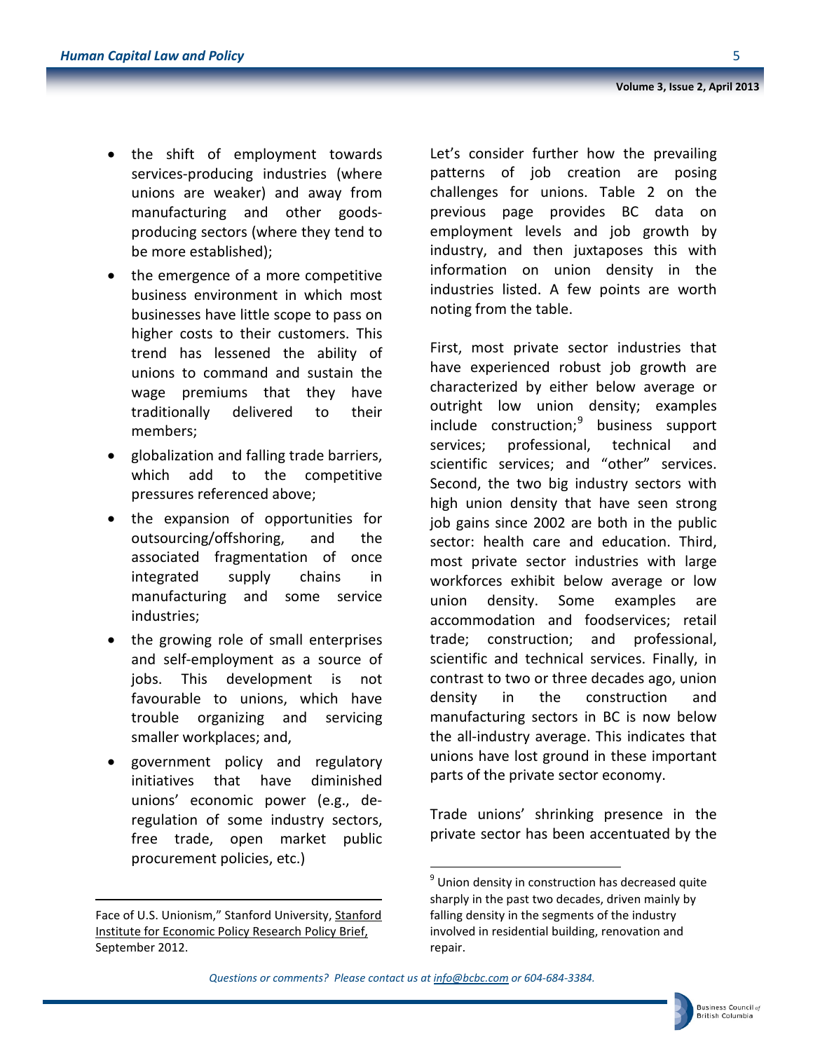- the shift of employment towards services-producing industries (where unions are weaker) and away from manufacturing and other goods-producing sectors (where they tend to be more established);
- the emergence of a more competitive business environment in which most businesses have little scope to pass on higher costs to their customers. This trend has lessened the ability of unions to command and sustain the wage premiums that they have traditionally delivered to their members;
- globalization and falling trade barriers, which add to the competitive pressures referenced above;
- the expansion of opportunities for outsourcing/offshoring, and the associated fragmentation of once integrated supply chains in manufacturing and some service industries;
- the growing role of small enterprises and self-employment as a source of jobs. This development is not favourable to unions, which have trouble organizing and servicing smaller workplaces; and,
- government policy and regulatory initiatives that have diminished unions' economic power (e.g., de-regulation of some industry sectors, free trade, open market public procurement policies, etc.)

Face of U.S. Unionism," Stanford University, Stanford Institute for Economic Policy Research Policy Brief, September 2012.

Let's consider further how the prevailing patterns of job creation are posing challenges for unions. Table 2 on the previous page provides BC data on employment levels and job growth by industry, and then juxtaposes this with information on union density in the industries listed. A few points are worth noting from the table.

First, most private sector industries that have experienced robust job growth are characterized by either below average or outright low union density; examples include construction;[9] business support services; professional, technical and scientific services; and "other" services. Second, the two big industry sectors with high union density that have seen strong job gains since 2002 are both in the public sector: health care and education. Third, most private sector industries with large workforces exhibit below average or low union density. Some examples are accommodation and foodservices; retail trade; construction; and professional, scientific and technical services. Finally, in contrast to two or three decades ago, union density in the construction and manufacturing sectors in BC is now below the all-industry average. This indicates that unions have lost ground in these important parts of the private sector economy.

Trade unions' shrinking presence in the private sector has been accentuated by the

[9] Union density in construction has decreased quite sharply in the past two decades, driven mainly by falling density in the segments of the industry involved in residential building, renovation and repair.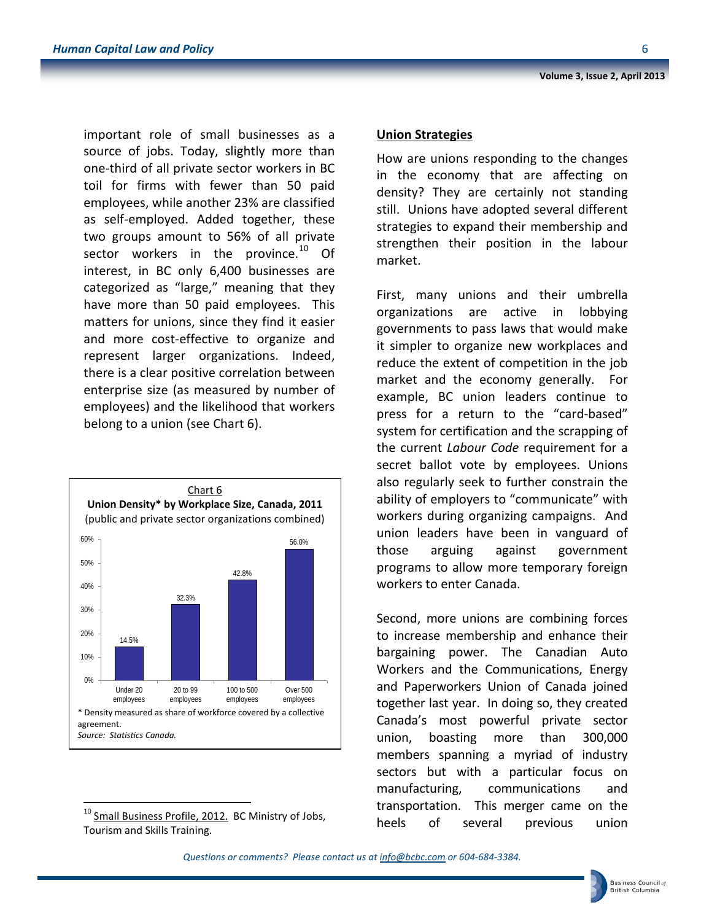important role of small businesses as a source of jobs. Today, slightly more than one-third of all private sector workers in BC toil for firms with fewer than 50 paid employees, while another 23% are classified as self-employed. Added together, these two groups amount to 56% of all private sector workers in the province.[10] Of interest, in BC only 6,400 businesses are categorized as "large," meaning that they have more than 50 paid employees. This matters for unions, since they find it easier and more cost-effective to organize and represent larger organizations. Indeed, there is a clear positive correlation between enterprise size (as measured by number of employees) and the likelihood that workers belong to a union (see Chart 6).

Chart 6

**Union Density* by Workplace Size, Canada, 2011**

(public and private sector organizations combined)

| Workplace size | Union density |
|---|---|
| Under 20 employees | 14.5% |
| 20 to 99 employees | 32.3% |
| 100 to 500 employees | 42.8% |
| Over 500 employees | 56.0% |

\* Density measured as share of workforce covered by a collective agreement.

*Source: Statistics Canada.*

## Union Strategies

How are unions responding to the changes in the economy that are affecting on density? They are certainly not standing still. Unions have adopted several different strategies to expand their membership and strengthen their position in the labour market.

First, many unions and their umbrella organizations are active in lobbying governments to pass laws that would make it simpler to organize new workplaces and reduce the extent of competition in the job market and the economy generally. For example, BC union leaders continue to press for a return to the "card-based" system for certification and the scrapping of the current *Labour Code* requirement for a secret ballot vote by employees. Unions also regularly seek to further constrain the ability of employers to "communicate" with workers during organizing campaigns. And union leaders have been in vanguard of those arguing against government programs to allow more temporary foreign workers to enter Canada.

Second, more unions are combining forces to increase membership and enhance their bargaining power. The Canadian Auto Workers and the Communications, Energy and Paperworkers Union of Canada joined together last year. In doing so, they created Canada's most powerful private sector union, boasting more than 300,000 members spanning a myriad of industry sectors but with a particular focus on manufacturing, communications and transportation. This merger came on the heels of several previous union

[10] Small Business Profile, 2012. BC Ministry of Jobs, Tourism and Skills Training.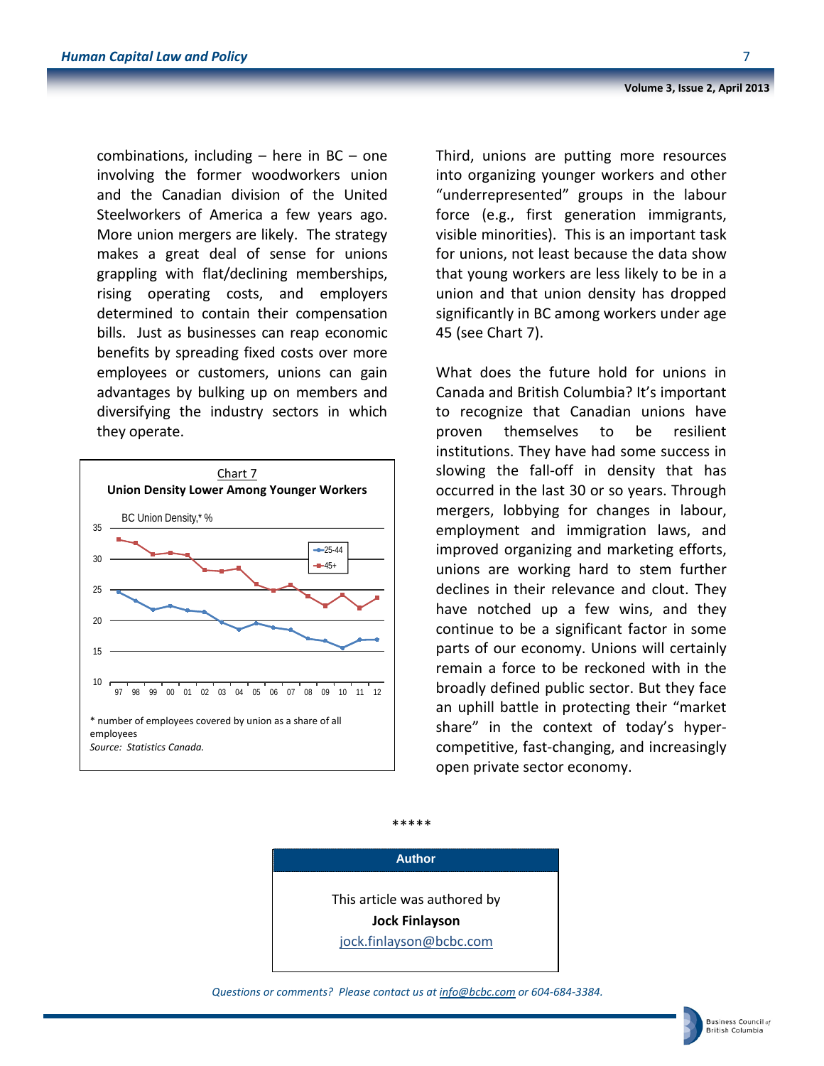combinations, including – here in BC – one involving the former woodworkers union and the Canadian division of the United Steelworkers of America a few years ago. More union mergers are likely. The strategy makes a great deal of sense for unions grappling with flat/declining memberships, rising operating costs, and employers determined to contain their compensation bills. Just as businesses can reap economic benefits by spreading fixed costs over more employees or customers, unions can gain advantages by bulking up on members and diversifying the industry sectors in which they operate.

Chart 7

**Union Density Lower Among Younger Workers**

BC Union Density,* %

35
30
25
20
15
10

97 98 99 00 01 02 03 04 05 06 07 08 09 10 11 12

25-44
45+

\* number of employees covered by union as a share of all employees

*Source: Statistics Canada.*

Third, unions are putting more resources into organizing younger workers and other "underrepresented" groups in the labour force (e.g., first generation immigrants, visible minorities). This is an important task for unions, not least because the data show that young workers are less likely to be in a union and that union density has dropped significantly in BC among workers under age 45 (see Chart 7).

What does the future hold for unions in Canada and British Columbia? It's important to recognize that Canadian unions have proven themselves to be resilient institutions. They have had some success in slowing the fall-off in density that has occurred in the last 30 or so years. Through mergers, lobbying for changes in labour, employment and immigration laws, and improved organizing and marketing efforts, unions are working hard to stem further declines in their relevance and clout. They have notched up a few wins, and they continue to be a significant factor in some parts of our economy. Unions will certainly remain a force to be reckoned with in the broadly defined public sector. But they face an uphill battle in protecting their "market share" in the context of today's hyper-competitive, fast-changing, and increasingly open private sector economy.

\*\*\*\*\*

**Author**

This article was authored by

**Jock Finlayson**

jock.finlayson@bcbc.com

*Questions or comments? Please contact us at info@bcbc.com or 604-684-3384.*